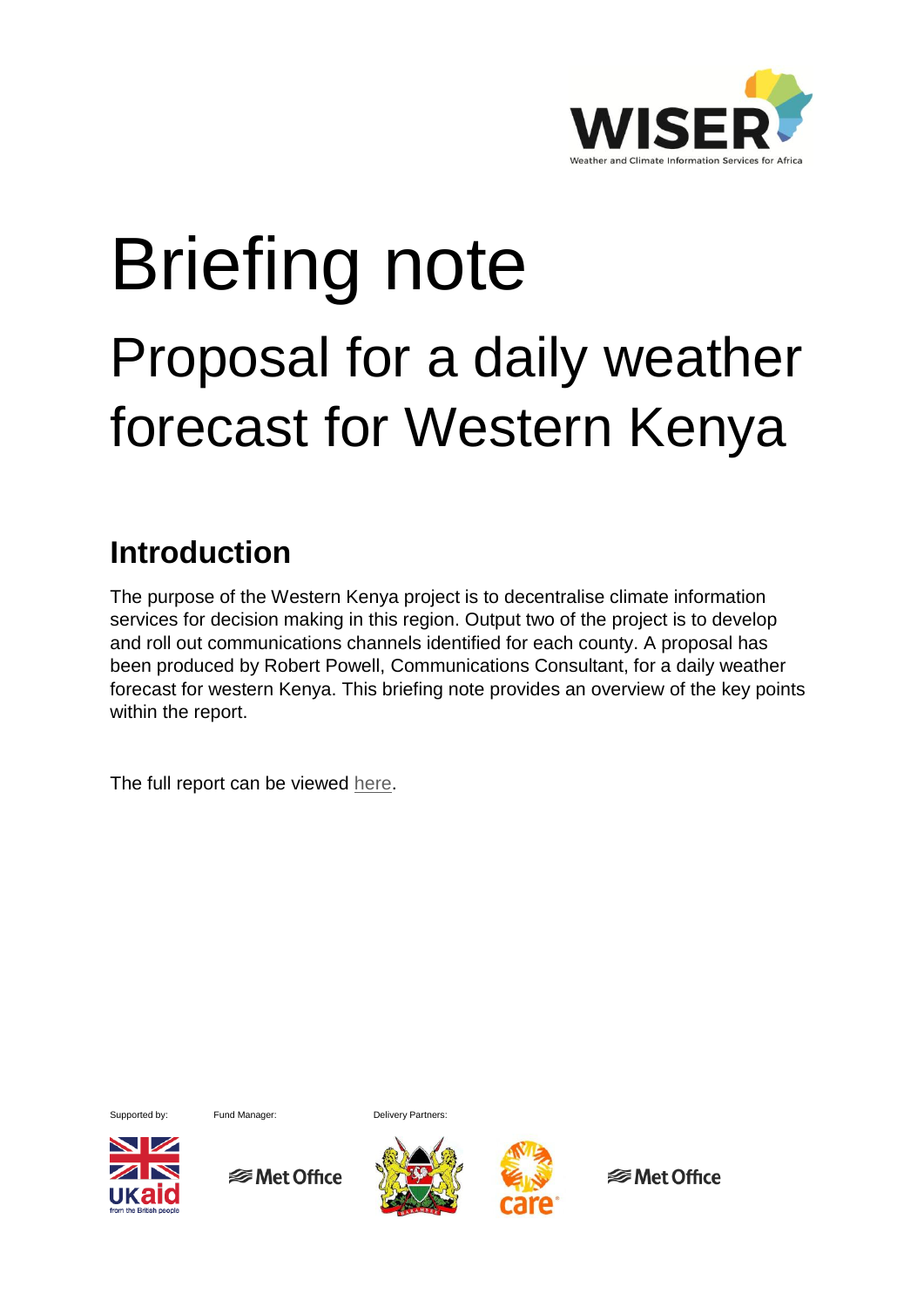WISER

Weather and Climate Information Services for Africa

# Briefing note

## Proposal for a daily weather forecast for Western Kenya

## Introduction

The purpose of the Western Kenya project is to decentralise climate information services for decision making in this region. Output two of the project is to develop and roll out communications channels identified for each county. A proposal has been produced by Robert Powell, Communications Consultant, for a daily weather forecast for western Kenya. This briefing note provides an overview of the key points within the report.

The full report can be viewed here.

Supported by: Fund Manager: Delivery Partners: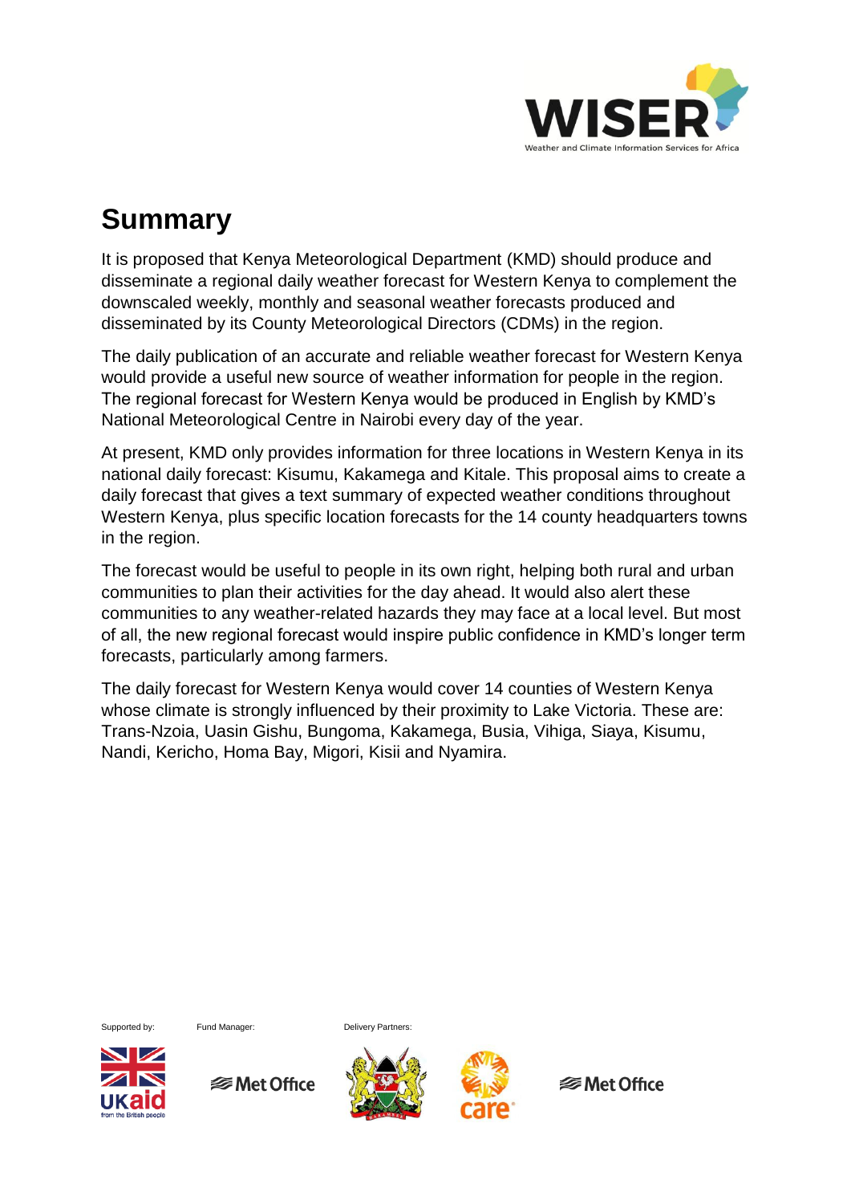# Summary

It is proposed that Kenya Meteorological Department (KMD) should produce and disseminate a regional daily weather forecast for Western Kenya to complement the downscaled weekly, monthly and seasonal weather forecasts produced and disseminated by its County Meteorological Directors (CDMs) in the region.

The daily publication of an accurate and reliable weather forecast for Western Kenya would provide a useful new source of weather information for people in the region. The regional forecast for Western Kenya would be produced in English by KMD's National Meteorological Centre in Nairobi every day of the year.

At present, KMD only provides information for three locations in Western Kenya in its national daily forecast: Kisumu, Kakamega and Kitale. This proposal aims to create a daily forecast that gives a text summary of expected weather conditions throughout Western Kenya, plus specific location forecasts for the 14 county headquarters towns in the region.

The forecast would be useful to people in its own right, helping both rural and urban communities to plan their activities for the day ahead. It would also alert these communities to any weather-related hazards they may face at a local level. But most of all, the new regional forecast would inspire public confidence in KMD's longer term forecasts, particularly among farmers.

The daily forecast for Western Kenya would cover 14 counties of Western Kenya whose climate is strongly influenced by their proximity to Lake Victoria. These are: Trans-Nzoia, Uasin Gishu, Bungoma, Kakamega, Busia, Vihiga, Siaya, Kisumu, Nandi, Kericho, Homa Bay, Migori, Kisii and Nyamira.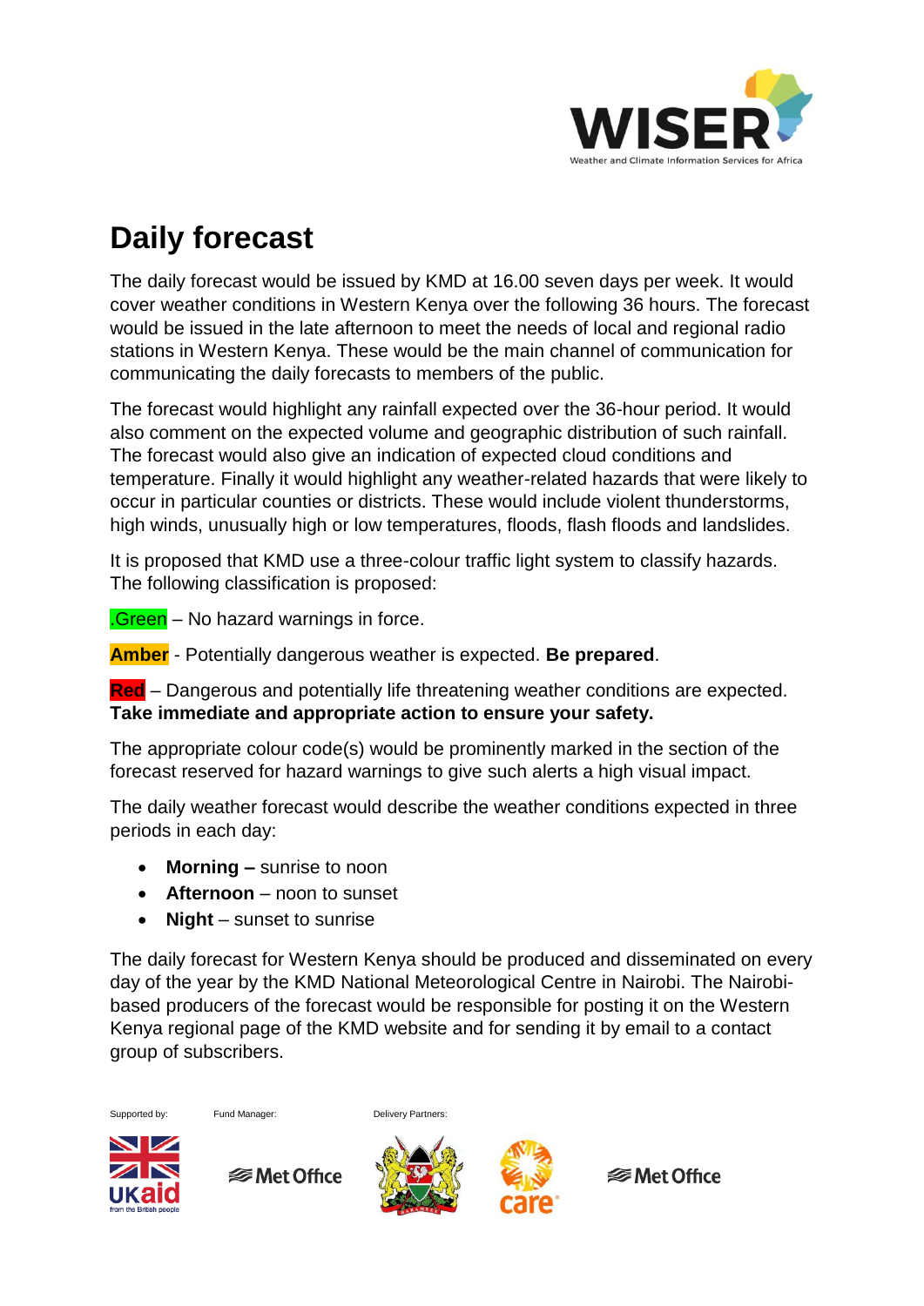# Daily forecast

The daily forecast would be issued by KMD at 16.00 seven days per week. It would cover weather conditions in Western Kenya over the following 36 hours. The forecast would be issued in the late afternoon to meet the needs of local and regional radio stations in Western Kenya. These would be the main channel of communication for communicating the daily forecasts to members of the public.

The forecast would highlight any rainfall expected over the 36-hour period. It would also comment on the expected volume and geographic distribution of such rainfall. The forecast would also give an indication of expected cloud conditions and temperature. Finally it would highlight any weather-related hazards that were likely to occur in particular counties or districts. These would include violent thunderstorms, high winds, unusually high or low temperatures, floods, flash floods and landslides.

It is proposed that KMD use a three-colour traffic light system to classify hazards. The following classification is proposed:

.Green – No hazard warnings in force.

**Amber** - Potentially dangerous weather is expected. **Be prepared**.

**Red** – Dangerous and potentially life threatening weather conditions are expected. **Take immediate and appropriate action to ensure your safety.**

The appropriate colour code(s) would be prominently marked in the section of the forecast reserved for hazard warnings to give such alerts a high visual impact.

The daily weather forecast would describe the weather conditions expected in three periods in each day:

- **Morning –** sunrise to noon
- **Afternoon** – noon to sunset
- **Night** – sunset to sunrise

The daily forecast for Western Kenya should be produced and disseminated on every day of the year by the KMD National Meteorological Centre in Nairobi. The Nairobi-based producers of the forecast would be responsible for posting it on the Western Kenya regional page of the KMD website and for sending it by email to a contact group of subscribers.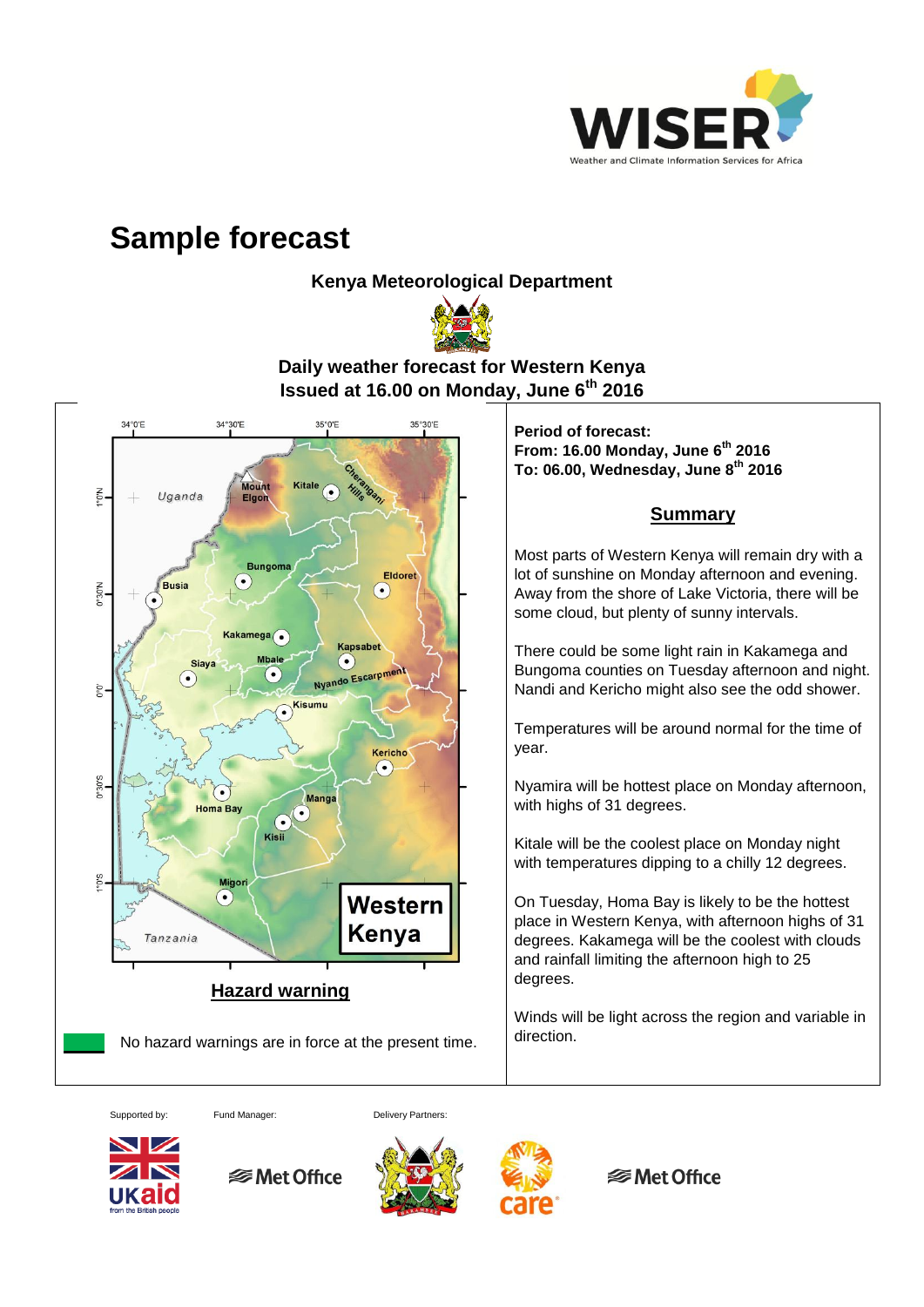# Sample forecast

**Kenya Meteorological Department**

**Daily weather forecast for Western Kenya**
**Issued at 16.00 on Monday, June 6th 2016**

**Period of forecast:**
**From: 16.00 Monday, June 6th 2016**
**To: 06.00, Wednesday, June 8th 2016**

## Summary

Most parts of Western Kenya will remain dry with a lot of sunshine on Monday afternoon and evening. Away from the shore of Lake Victoria, there will be some cloud, but plenty of sunny intervals.

There could be some light rain in Kakamega and Bungoma counties on Tuesday afternoon and night. Nandi and Kericho might also see the odd shower.

Temperatures will be around normal for the time of year.

Nyamira will be hottest place on Monday afternoon, with highs of 31 degrees.

Kitale will be the coolest place on Monday night with temperatures dipping to a chilly 12 degrees.

On Tuesday, Homa Bay is likely to be the hottest place in Western Kenya, with afternoon highs of 31 degrees. Kakamega will be the coolest with clouds and rainfall limiting the afternoon high to 25 degrees.

Winds will be light across the region and variable in direction.

## Hazard warning

No hazard warnings are in force at the present time.

Supported by: Fund Manager: Delivery Partners: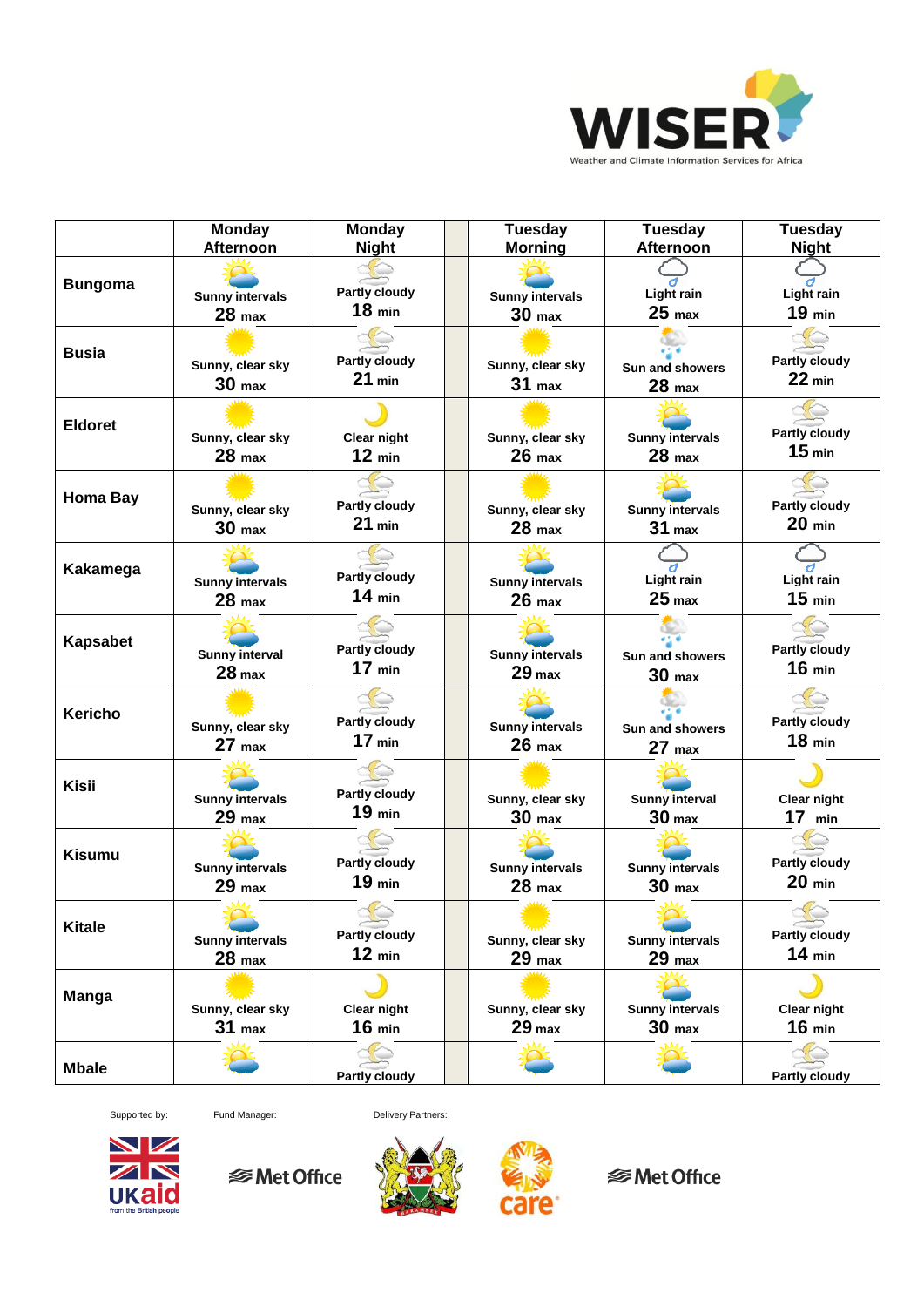| | Monday Afternoon | Monday Night | | Tuesday Morning | Tuesday Afternoon | Tuesday Night |
|---|---|---|---|---|---|---|
| **Bungoma** | Sunny intervals **28** max | Partly cloudy **18** min | | Sunny intervals **30** max | Light rain **25** max | Light rain **19** min |
| **Busia** | Sunny, clear sky **30** max | Partly cloudy **21** min | | Sunny, clear sky **31** max | Sun and showers **28** max | Partly cloudy **22** min |
| **Eldoret** | Sunny, clear sky **28** max | Clear night **12** min | | Sunny, clear sky **26** max | Sunny intervals **28** max | Partly cloudy **15** min |
| **Homa Bay** | Sunny, clear sky **30** max | Partly cloudy **21** min | | Sunny, clear sky **28** max | Sunny intervals **31** max | Partly cloudy **20** min |
| **Kakamega** | Sunny intervals **28** max | Partly cloudy **14** min | | Sunny intervals **26** max | Light rain **25** max | Light rain **15** min |
| **Kapsabet** | Sunny interval **28** max | Partly cloudy **17** min | | Sunny intervals **29** max | Sun and showers **30** max | Partly cloudy **16** min |
| **Kericho** | Sunny, clear sky **27** max | Partly cloudy **17** min | | Sunny intervals **26** max | Sun and showers **27** max | Partly cloudy **18** min |
| **Kisii** | Sunny intervals **29** max | Partly cloudy **19** min | | Sunny, clear sky **30** max | Sunny interval **30** max | Clear night **17** min |
| **Kisumu** | Sunny intervals **29** max | Partly cloudy **19** min | | Sunny intervals **28** max | Sunny intervals **30** max | Partly cloudy **20** min |
| **Kitale** | Sunny intervals **28** max | Partly cloudy **12** min | | Sunny, clear sky **29** max | Sunny intervals **29** max | Partly cloudy **14** min |
| **Manga** | Sunny, clear sky **31** max | Clear night **16** min | | Sunny, clear sky **29** max | Sunny intervals **30** max | Clear night **16** min |
| **Mbale** | | Partly cloudy | | | | Partly cloudy |

Supported by: Fund Manager: Delivery Partners: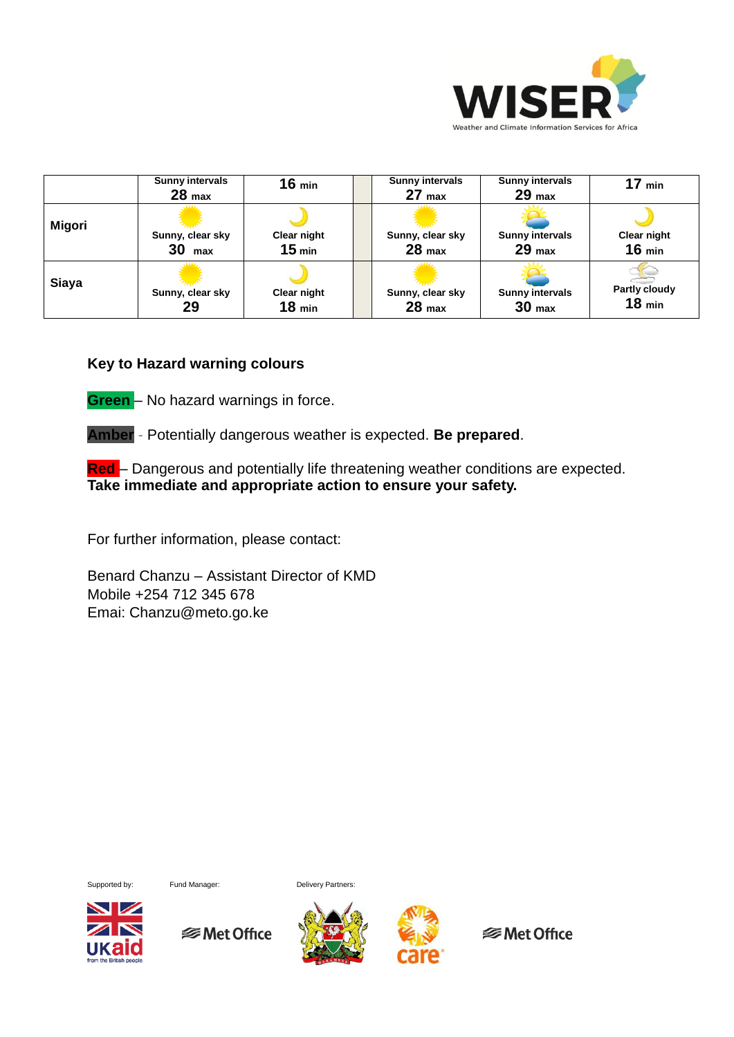| | | | | | | |
|---|---|---|---|---|---|---|
| | Sunny intervals 28 max | 16 min | | Sunny intervals 27 max | Sunny intervals 29 max | 17 min |
| **Migori** | Sunny, clear sky 30 max | Clear night 15 min | | Sunny, clear sky 28 max | Sunny intervals 29 max | Clear night 16 min |
| **Siaya** | Sunny, clear sky 29 | Clear night 18 min | | Sunny, clear sky 28 max | Sunny intervals 30 max | Partly cloudy 18 min |

**Key to Hazard warning colours**

**Green** – No hazard warnings in force.

**Amber** - Potentially dangerous weather is expected. **Be prepared**.

**Red** – Dangerous and potentially life threatening weather conditions are expected. **Take immediate and appropriate action to ensure your safety.**

For further information, please contact:

Benard Chanzu – Assistant Director of KMD
Mobile +254 712 345 678
Emai: Chanzu@meto.go.ke

Supported by: Fund Manager: Delivery Partners: